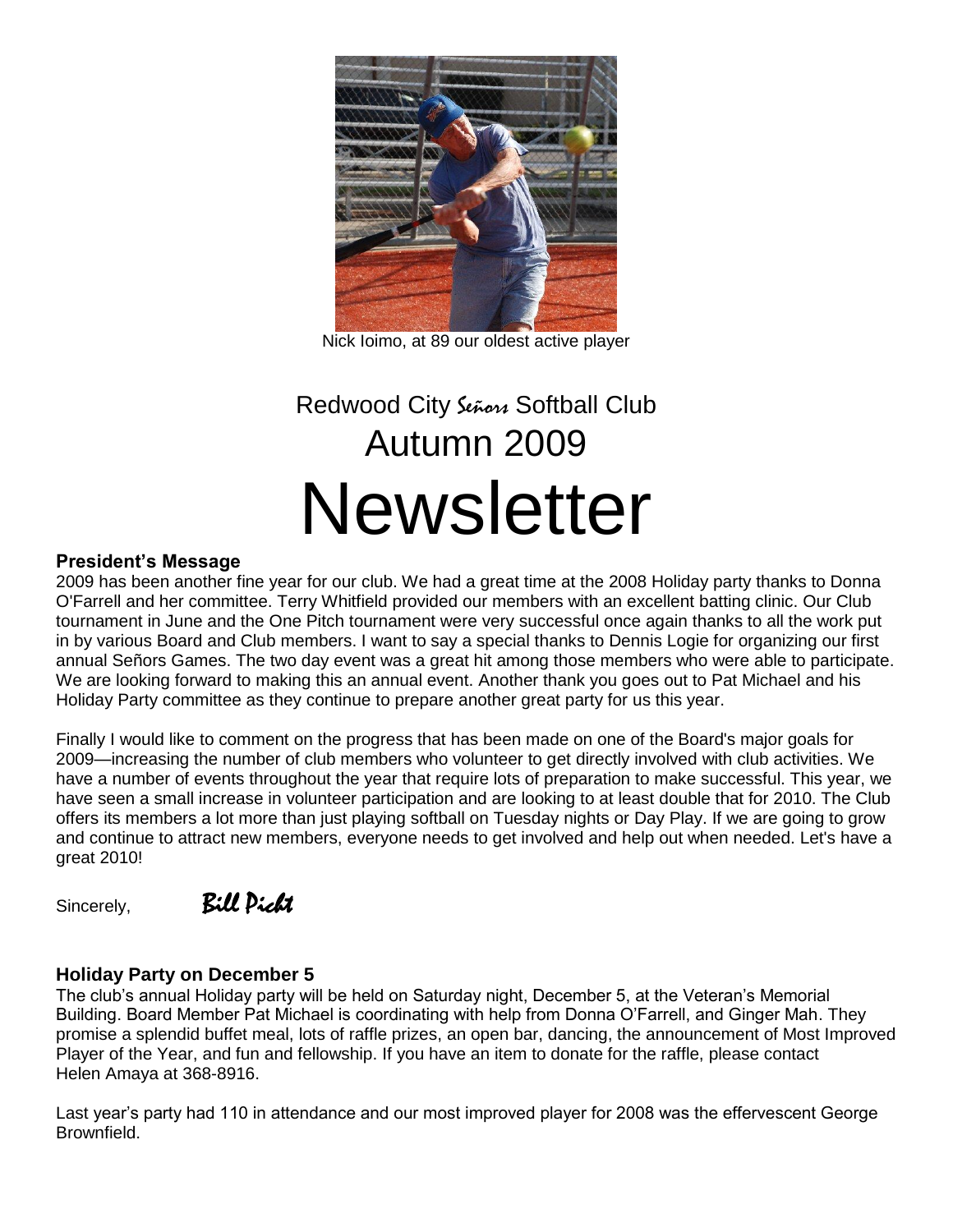Nick Ioimo, at 89 our oldest active player

# Redwood City *Señors* Softball Club
# Autumn 2009
# Newsletter

### President's Message

2009 has been another fine year for our club. We had a great time at the 2008 Holiday party thanks to Donna O'Farrell and her committee. Terry Whitfield provided our members with an excellent batting clinic. Our Club tournament in June and the One Pitch tournament were very successful once again thanks to all the work put in by various Board and Club members. I want to say a special thanks to Dennis Logie for organizing our first annual Señors Games. The two day event was a great hit among those members who were able to participate. We are looking forward to making this an annual event. Another thank you goes out to Pat Michael and his Holiday Party committee as they continue to prepare another great party for us this year.

Finally I would like to comment on the progress that has been made on one of the Board's major goals for 2009—increasing the number of club members who volunteer to get directly involved with club activities. We have a number of events throughout the year that require lots of preparation to make successful. This year, we have seen a small increase in volunteer participation and are looking to at least double that for 2010. The Club offers its members a lot more than just playing softball on Tuesday nights or Day Play. If we are going to grow and continue to attract new members, everyone needs to get involved and help out when needed. Let's have a great 2010!

Sincerely, *Bill Picht*

### Holiday Party on December 5

The club's annual Holiday party will be held on Saturday night, December 5, at the Veteran's Memorial Building. Board Member Pat Michael is coordinating with help from Donna O'Farrell, and Ginger Mah. They promise a splendid buffet meal, lots of raffle prizes, an open bar, dancing, the announcement of Most Improved Player of the Year, and fun and fellowship. If you have an item to donate for the raffle, please contact Helen Amaya at 368-8916.

Last year's party had 110 in attendance and our most improved player for 2008 was the effervescent George Brownfield.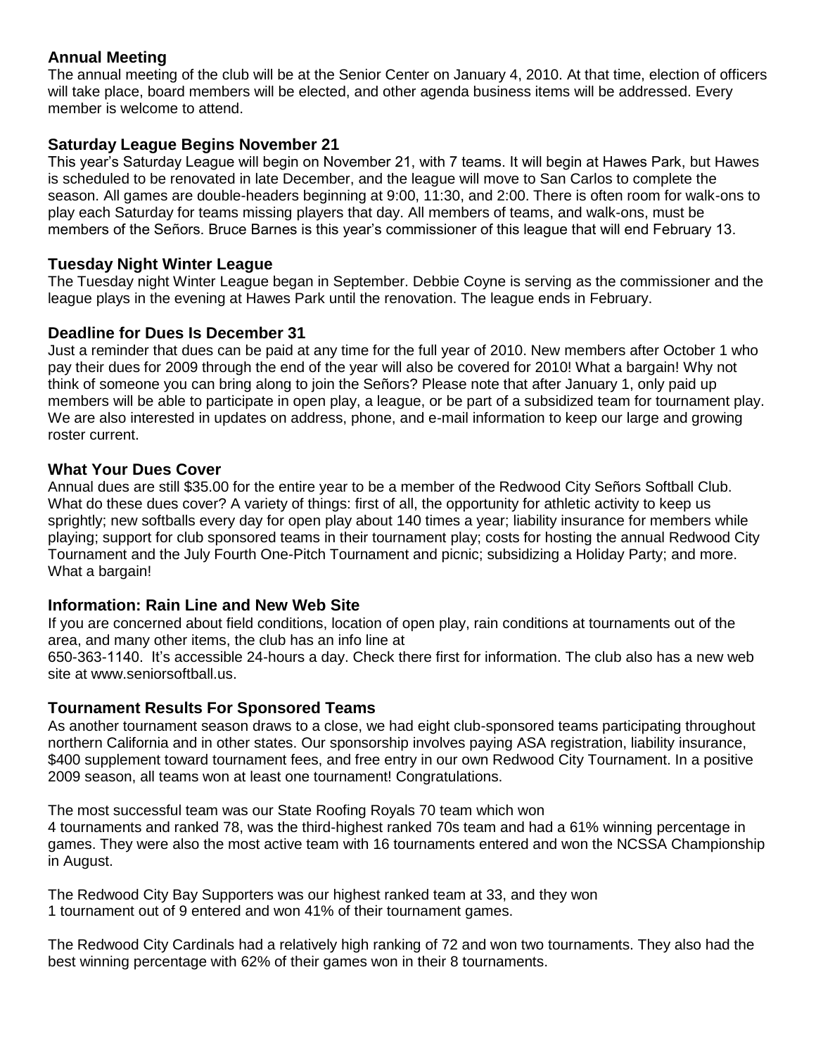## Annual Meeting

The annual meeting of the club will be at the Senior Center on January 4, 2010. At that time, election of officers will take place, board members will be elected, and other agenda business items will be addressed. Every member is welcome to attend.

## Saturday League Begins November 21

This year's Saturday League will begin on November 21, with 7 teams. It will begin at Hawes Park, but Hawes is scheduled to be renovated in late December, and the league will move to San Carlos to complete the season. All games are double-headers beginning at 9:00, 11:30, and 2:00. There is often room for walk-ons to play each Saturday for teams missing players that day. All members of teams, and walk-ons, must be members of the Señors. Bruce Barnes is this year's commissioner of this league that will end February 13.

## Tuesday Night Winter League

The Tuesday night Winter League began in September. Debbie Coyne is serving as the commissioner and the league plays in the evening at Hawes Park until the renovation. The league ends in February.

## Deadline for Dues Is December 31

Just a reminder that dues can be paid at any time for the full year of 2010. New members after October 1 who pay their dues for 2009 through the end of the year will also be covered for 2010! What a bargain! Why not think of someone you can bring along to join the Señors? Please note that after January 1, only paid up members will be able to participate in open play, a league, or be part of a subsidized team for tournament play. We are also interested in updates on address, phone, and e-mail information to keep our large and growing roster current.

## What Your Dues Cover

Annual dues are still $35.00 for the entire year to be a member of the Redwood City Señors Softball Club. What do these dues cover? A variety of things: first of all, the opportunity for athletic activity to keep us sprightly; new softballs every day for open play about 140 times a year; liability insurance for members while playing; support for club sponsored teams in their tournament play; costs for hosting the annual Redwood City Tournament and the July Fourth One-Pitch Tournament and picnic; subsidizing a Holiday Party; and more. What a bargain!

## Information: Rain Line and New Web Site

If you are concerned about field conditions, location of open play, rain conditions at tournaments out of the area, and many other items, the club has an info line at 650-363-1140. It's accessible 24-hours a day. Check there first for information. The club also has a new web site at www.seniorsoftball.us.

## Tournament Results For Sponsored Teams

As another tournament season draws to a close, we had eight club-sponsored teams participating throughout northern California and in other states. Our sponsorship involves paying ASA registration, liability insurance, $400 supplement toward tournament fees, and free entry in our own Redwood City Tournament. In a positive 2009 season, all teams won at least one tournament! Congratulations.

The most successful team was our State Roofing Royals 70 team which won 4 tournaments and ranked 78, was the third-highest ranked 70s team and had a 61% winning percentage in games. They were also the most active team with 16 tournaments entered and won the NCSSA Championship in August.

The Redwood City Bay Supporters was our highest ranked team at 33, and they won 1 tournament out of 9 entered and won 41% of their tournament games.

The Redwood City Cardinals had a relatively high ranking of 72 and won two tournaments. They also had the best winning percentage with 62% of their games won in their 8 tournaments.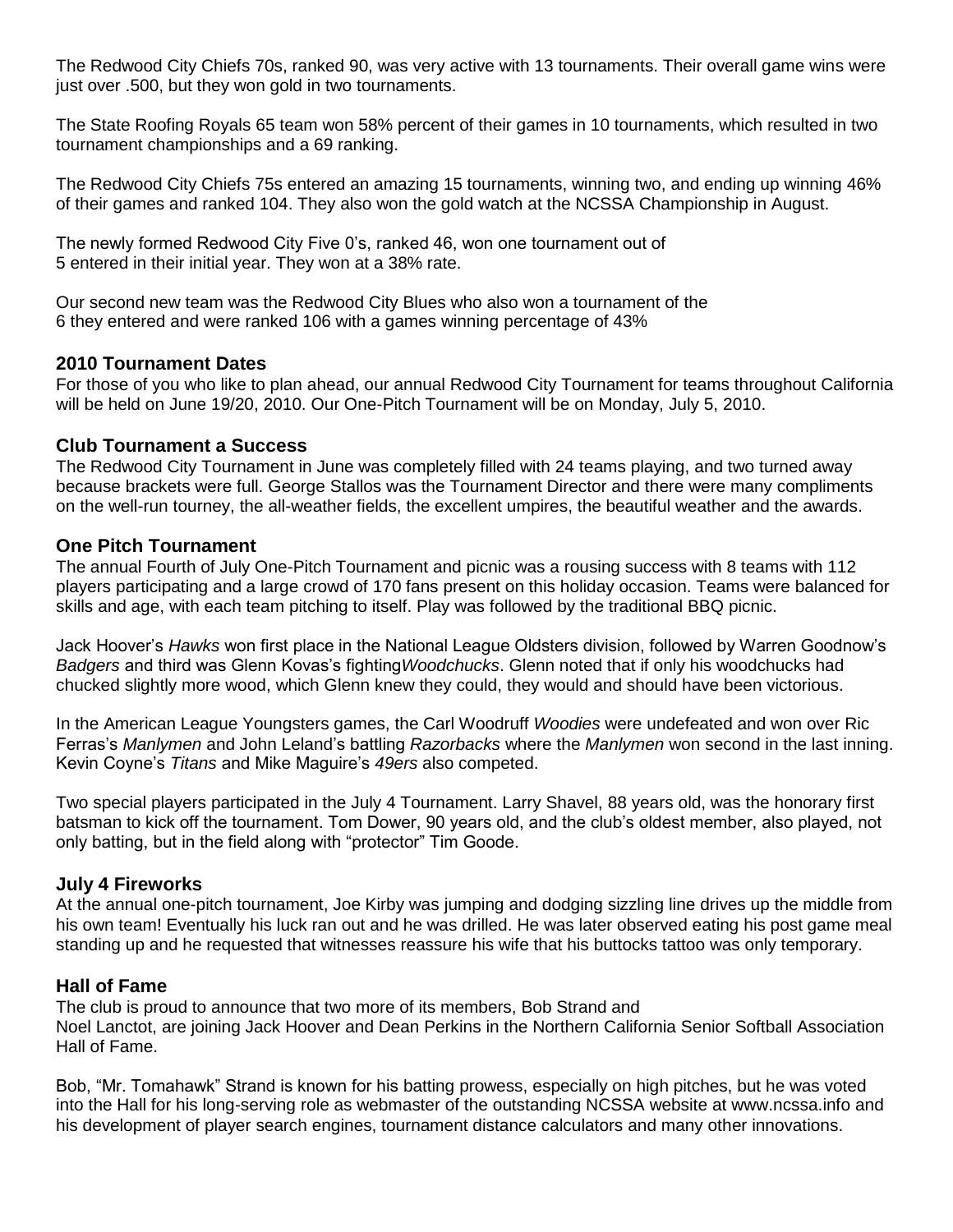The Redwood City Chiefs 70s, ranked 90, was very active with 13 tournaments. Their overall game wins were just over .500, but they won gold in two tournaments.

The State Roofing Royals 65 team won 58% percent of their games in 10 tournaments, which resulted in two tournament championships and a 69 ranking.

The Redwood City Chiefs 75s entered an amazing 15 tournaments, winning two, and ending up winning 46% of their games and ranked 104. They also won the gold watch at the NCSSA Championship in August.

The newly formed Redwood City Five 0's, ranked 46, won one tournament out of 5 entered in their initial year. They won at a 38% rate.

Our second new team was the Redwood City Blues who also won a tournament of the 6 they entered and were ranked 106 with a games winning percentage of 43%

### 2010 Tournament Dates

For those of you who like to plan ahead, our annual Redwood City Tournament for teams throughout California will be held on June 19/20, 2010. Our One-Pitch Tournament will be on Monday, July 5, 2010.

### Club Tournament a Success

The Redwood City Tournament in June was completely filled with 24 teams playing, and two turned away because brackets were full. George Stallos was the Tournament Director and there were many compliments on the well-run tourney, the all-weather fields, the excellent umpires, the beautiful weather and the awards.

### One Pitch Tournament

The annual Fourth of July One-Pitch Tournament and picnic was a rousing success with 8 teams with 112 players participating and a large crowd of 170 fans present on this holiday occasion. Teams were balanced for skills and age, with each team pitching to itself. Play was followed by the traditional BBQ picnic.

Jack Hoover's *Hawks* won first place in the National League Oldsters division, followed by Warren Goodnow's *Badgers* and third was Glenn Kovas's fighting*Woodchucks*. Glenn noted that if only his woodchucks had chucked slightly more wood, which Glenn knew they could, they would and should have been victorious.

In the American League Youngsters games, the Carl Woodruff *Woodies* were undefeated and won over Ric Ferras's *Manlymen* and John Leland's battling *Razorbacks* where the *Manlymen* won second in the last inning. Kevin Coyne's *Titans* and Mike Maguire's *49ers* also competed.

Two special players participated in the July 4 Tournament. Larry Shavel, 88 years old, was the honorary first batsman to kick off the tournament. Tom Dower, 90 years old, and the club's oldest member, also played, not only batting, but in the field along with "protector" Tim Goode.

### July 4 Fireworks

At the annual one-pitch tournament, Joe Kirby was jumping and dodging sizzling line drives up the middle from his own team! Eventually his luck ran out and he was drilled. He was later observed eating his post game meal standing up and he requested that witnesses reassure his wife that his buttocks tattoo was only temporary.

### Hall of Fame

The club is proud to announce that two more of its members, Bob Strand and Noel Lanctot, are joining Jack Hoover and Dean Perkins in the Northern California Senior Softball Association Hall of Fame.

Bob, "Mr. Tomahawk" Strand is known for his batting prowess, especially on high pitches, but he was voted into the Hall for his long-serving role as webmaster of the outstanding NCSSA website at www.ncssa.info and his development of player search engines, tournament distance calculators and many other innovations.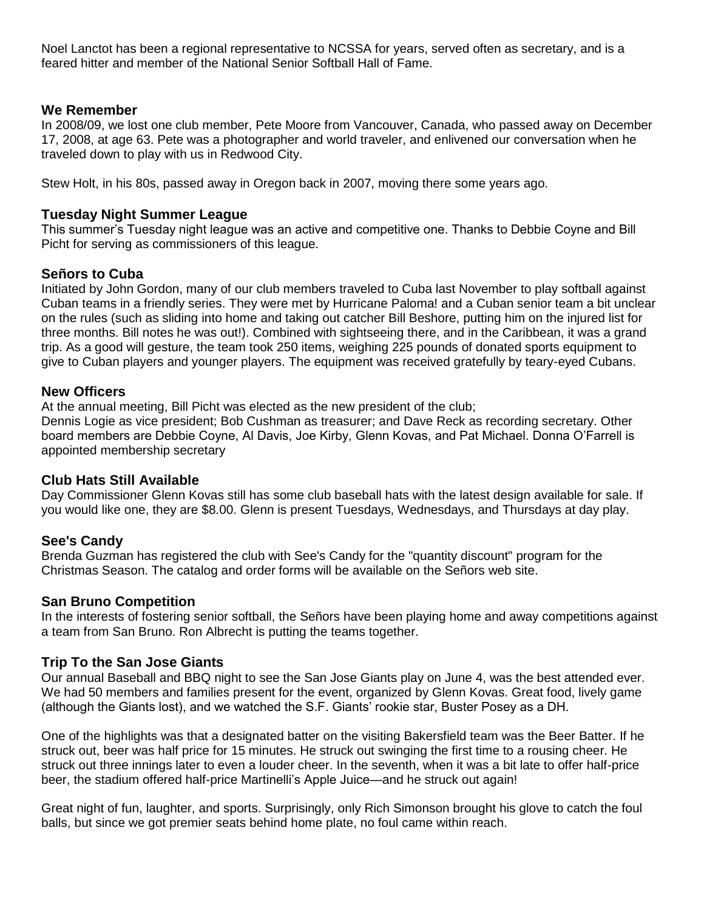Noel Lanctot has been a regional representative to NCSSA for years, served often as secretary, and is a feared hitter and member of the National Senior Softball Hall of Fame.

## We Remember

In 2008/09, we lost one club member, Pete Moore from Vancouver, Canada, who passed away on December 17, 2008, at age 63. Pete was a photographer and world traveler, and enlivened our conversation when he traveled down to play with us in Redwood City.

Stew Holt, in his 80s, passed away in Oregon back in 2007, moving there some years ago.

## Tuesday Night Summer League

This summer's Tuesday night league was an active and competitive one. Thanks to Debbie Coyne and Bill Picht for serving as commissioners of this league.

## Señors to Cuba

Initiated by John Gordon, many of our club members traveled to Cuba last November to play softball against Cuban teams in a friendly series. They were met by Hurricane Paloma! and a Cuban senior team a bit unclear on the rules (such as sliding into home and taking out catcher Bill Beshore, putting him on the injured list for three months. Bill notes he was out!). Combined with sightseeing there, and in the Caribbean, it was a grand trip. As a good will gesture, the team took 250 items, weighing 225 pounds of donated sports equipment to give to Cuban players and younger players. The equipment was received gratefully by teary-eyed Cubans.

## New Officers

At the annual meeting, Bill Picht was elected as the new president of the club;
Dennis Logie as vice president; Bob Cushman as treasurer; and Dave Reck as recording secretary. Other board members are Debbie Coyne, Al Davis, Joe Kirby, Glenn Kovas, and Pat Michael. Donna O'Farrell is appointed membership secretary

## Club Hats Still Available

Day Commissioner Glenn Kovas still has some club baseball hats with the latest design available for sale. If you would like one, they are $8.00. Glenn is present Tuesdays, Wednesdays, and Thursdays at day play.

## See's Candy

Brenda Guzman has registered the club with See's Candy for the "quantity discount" program for the Christmas Season. The catalog and order forms will be available on the Señors web site.

## San Bruno Competition

In the interests of fostering senior softball, the Señors have been playing home and away competitions against a team from San Bruno. Ron Albrecht is putting the teams together.

## Trip To the San Jose Giants

Our annual Baseball and BBQ night to see the San Jose Giants play on June 4, was the best attended ever. We had 50 members and families present for the event, organized by Glenn Kovas. Great food, lively game (although the Giants lost), and we watched the S.F. Giants' rookie star, Buster Posey as a DH.

One of the highlights was that a designated batter on the visiting Bakersfield team was the Beer Batter. If he struck out, beer was half price for 15 minutes. He struck out swinging the first time to a rousing cheer. He struck out three innings later to even a louder cheer. In the seventh, when it was a bit late to offer half-price beer, the stadium offered half-price Martinelli's Apple Juice—and he struck out again!

Great night of fun, laughter, and sports. Surprisingly, only Rich Simonson brought his glove to catch the foul balls, but since we got premier seats behind home plate, no foul came within reach.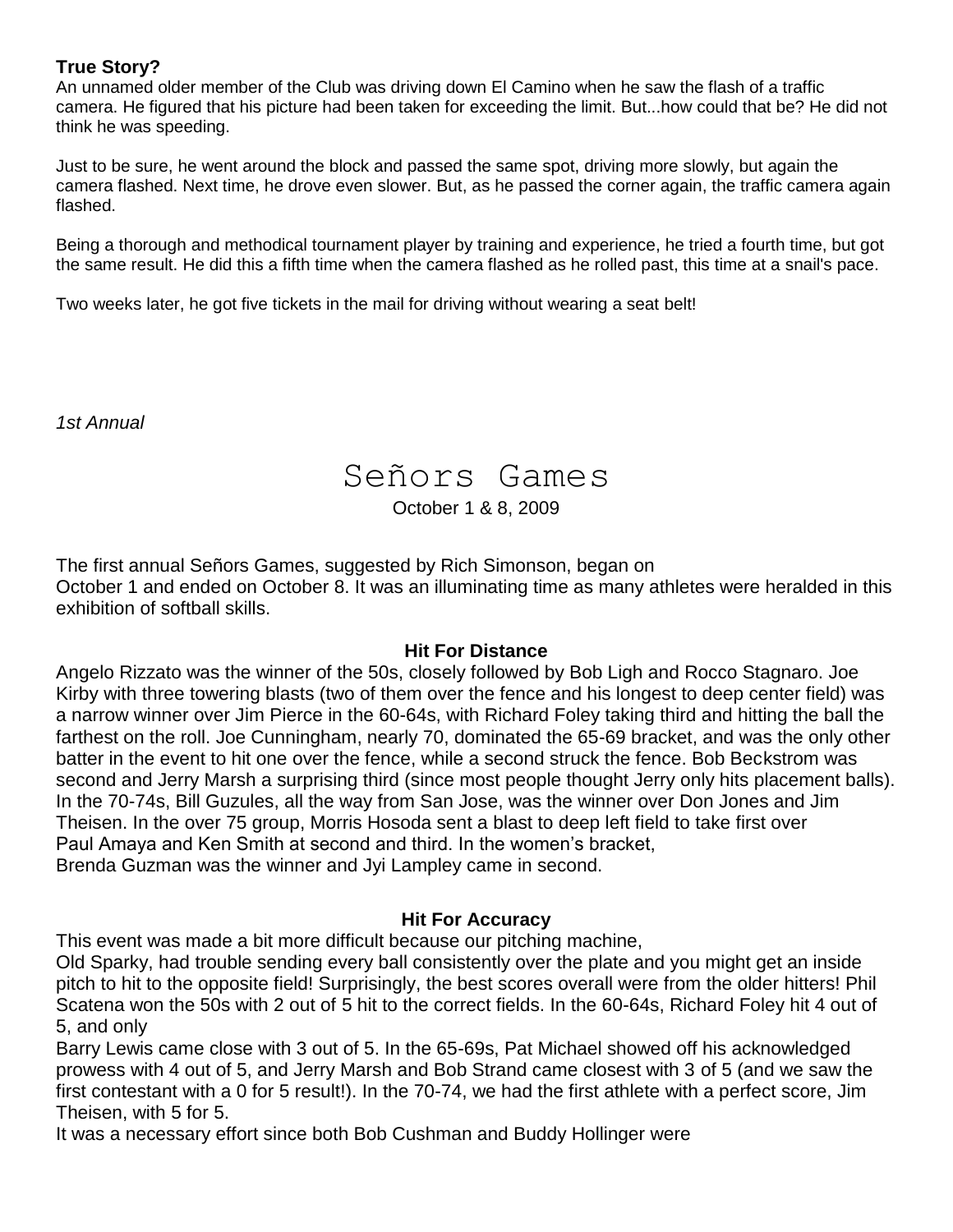**True Story?**

An unnamed older member of the Club was driving down El Camino when he saw the flash of a traffic camera. He figured that his picture had been taken for exceeding the limit. But...how could that be? He did not think he was speeding.

Just to be sure, he went around the block and passed the same spot, driving more slowly, but again the camera flashed. Next time, he drove even slower. But, as he passed the corner again, the traffic camera again flashed.

Being a thorough and methodical tournament player by training and experience, he tried a fourth time, but got the same result. He did this a fifth time when the camera flashed as he rolled past, this time at a snail's pace.

Two weeks later, he got five tickets in the mail for driving without wearing a seat belt!

*1st Annual*

# Señors Games

October 1 & 8, 2009

The first annual Señors Games, suggested by Rich Simonson, began on October 1 and ended on October 8. It was an illuminating time as many athletes were heralded in this exhibition of softball skills.

### Hit For Distance

Angelo Rizzato was the winner of the 50s, closely followed by Bob Ligh and Rocco Stagnaro. Joe Kirby with three towering blasts (two of them over the fence and his longest to deep center field) was a narrow winner over Jim Pierce in the 60-64s, with Richard Foley taking third and hitting the ball the farthest on the roll. Joe Cunningham, nearly 70, dominated the 65-69 bracket, and was the only other batter in the event to hit one over the fence, while a second struck the fence. Bob Beckstrom was second and Jerry Marsh a surprising third (since most people thought Jerry only hits placement balls). In the 70-74s, Bill Guzules, all the way from San Jose, was the winner over Don Jones and Jim Theisen. In the over 75 group, Morris Hosoda sent a blast to deep left field to take first over Paul Amaya and Ken Smith at second and third. In the women's bracket, Brenda Guzman was the winner and Jyi Lampley came in second.

### Hit For Accuracy

This event was made a bit more difficult because our pitching machine, Old Sparky, had trouble sending every ball consistently over the plate and you might get an inside pitch to hit to the opposite field! Surprisingly, the best scores overall were from the older hitters! Phil Scatena won the 50s with 2 out of 5 hit to the correct fields. In the 60-64s, Richard Foley hit 4 out of 5, and only Barry Lewis came close with 3 out of 5. In the 65-69s, Pat Michael showed off his acknowledged prowess with 4 out of 5, and Jerry Marsh and Bob Strand came closest with 3 of 5 (and we saw the first contestant with a 0 for 5 result!). In the 70-74, we had the first athlete with a perfect score, Jim Theisen, with 5 for 5.

It was a necessary effort since both Bob Cushman and Buddy Hollinger were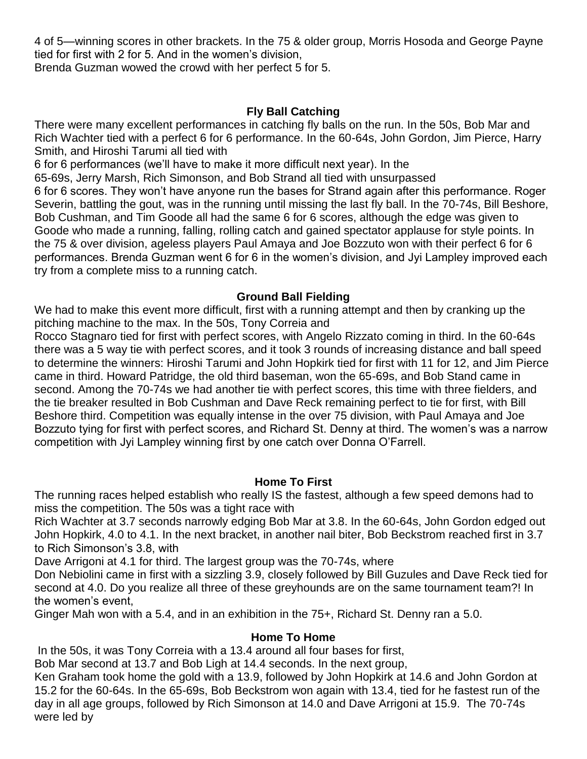4 of 5—winning scores in other brackets. In the 75 & older group, Morris Hosoda and George Payne tied for first with 2 for 5. And in the women's division, Brenda Guzman wowed the crowd with her perfect 5 for 5.

### Fly Ball Catching

There were many excellent performances in catching fly balls on the run. In the 50s, Bob Mar and Rich Wachter tied with a perfect 6 for 6 performance. In the 60-64s, John Gordon, Jim Pierce, Harry Smith, and Hiroshi Tarumi all tied with 6 for 6 performances (we'll have to make it more difficult next year). In the 65-69s, Jerry Marsh, Rich Simonson, and Bob Strand all tied with unsurpassed 6 for 6 scores. They won't have anyone run the bases for Strand again after this performance. Roger Severin, battling the gout, was in the running until missing the last fly ball. In the 70-74s, Bill Beshore, Bob Cushman, and Tim Goode all had the same 6 for 6 scores, although the edge was given to Goode who made a running, falling, rolling catch and gained spectator applause for style points. In the 75 & over division, ageless players Paul Amaya and Joe Bozzuto won with their perfect 6 for 6 performances. Brenda Guzman went 6 for 6 in the women's division, and Jyi Lampley improved each try from a complete miss to a running catch.

### Ground Ball Fielding

We had to make this event more difficult, first with a running attempt and then by cranking up the pitching machine to the max. In the 50s, Tony Correia and Rocco Stagnaro tied for first with perfect scores, with Angelo Rizzato coming in third. In the 60-64s there was a 5 way tie with perfect scores, and it took 3 rounds of increasing distance and ball speed to determine the winners: Hiroshi Tarumi and John Hopkirk tied for first with 11 for 12, and Jim Pierce came in third. Howard Patridge, the old third baseman, won the 65-69s, and Bob Stand came in second. Among the 70-74s we had another tie with perfect scores, this time with three fielders, and the tie breaker resulted in Bob Cushman and Dave Reck remaining perfect to tie for first, with Bill Beshore third. Competition was equally intense in the over 75 division, with Paul Amaya and Joe Bozzuto tying for first with perfect scores, and Richard St. Denny at third. The women's was a narrow competition with Jyi Lampley winning first by one catch over Donna O'Farrell.

### Home To First

The running races helped establish who really IS the fastest, although a few speed demons had to miss the competition. The 50s was a tight race with Rich Wachter at 3.7 seconds narrowly edging Bob Mar at 3.8. In the 60-64s, John Gordon edged out John Hopkirk, 4.0 to 4.1. In the next bracket, in another nail biter, Bob Beckstrom reached first in 3.7 to Rich Simonson's 3.8, with Dave Arrigoni at 4.1 for third. The largest group was the 70-74s, where Don Nebiolini came in first with a sizzling 3.9, closely followed by Bill Guzules and Dave Reck tied for second at 4.0. Do you realize all three of these greyhounds are on the same tournament team?! In the women's event, Ginger Mah won with a 5.4, and in an exhibition in the 75+, Richard St. Denny ran a 5.0.

### Home To Home

In the 50s, it was Tony Correia with a 13.4 around all four bases for first, Bob Mar second at 13.7 and Bob Ligh at 14.4 seconds. In the next group, Ken Graham took home the gold with a 13.9, followed by John Hopkirk at 14.6 and John Gordon at 15.2 for the 60-64s. In the 65-69s, Bob Beckstrom won again with 13.4, tied for he fastest run of the day in all age groups, followed by Rich Simonson at 14.0 and Dave Arrigoni at 15.9. The 70-74s were led by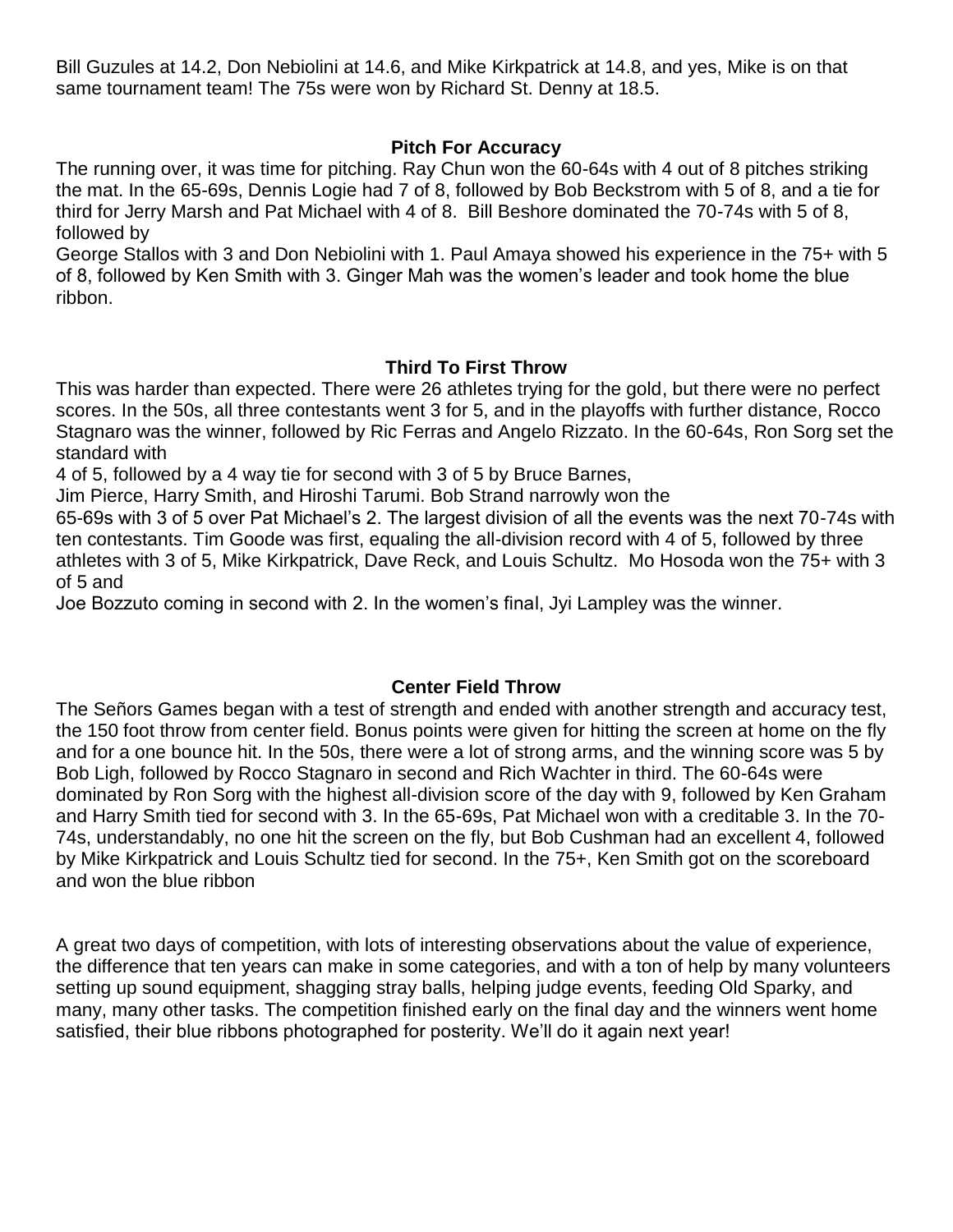Bill Guzules at 14.2, Don Nebiolini at 14.6, and Mike Kirkpatrick at 14.8, and yes, Mike is on that same tournament team! The 75s were won by Richard St. Denny at 18.5.

### Pitch For Accuracy

The running over, it was time for pitching. Ray Chun won the 60-64s with 4 out of 8 pitches striking the mat. In the 65-69s, Dennis Logie had 7 of 8, followed by Bob Beckstrom with 5 of 8, and a tie for third for Jerry Marsh and Pat Michael with 4 of 8. Bill Beshore dominated the 70-74s with 5 of 8, followed by George Stallos with 3 and Don Nebiolini with 1. Paul Amaya showed his experience in the 75+ with 5 of 8, followed by Ken Smith with 3. Ginger Mah was the women's leader and took home the blue ribbon.

### Third To First Throw

This was harder than expected. There were 26 athletes trying for the gold, but there were no perfect scores. In the 50s, all three contestants went 3 for 5, and in the playoffs with further distance, Rocco Stagnaro was the winner, followed by Ric Ferras and Angelo Rizzato. In the 60-64s, Ron Sorg set the standard with 4 of 5, followed by a 4 way tie for second with 3 of 5 by Bruce Barnes, Jim Pierce, Harry Smith, and Hiroshi Tarumi. Bob Strand narrowly won the 65-69s with 3 of 5 over Pat Michael's 2. The largest division of all the events was the next 70-74s with ten contestants. Tim Goode was first, equaling the all-division record with 4 of 5, followed by three athletes with 3 of 5, Mike Kirkpatrick, Dave Reck, and Louis Schultz. Mo Hosoda won the 75+ with 3 of 5 and Joe Bozzuto coming in second with 2. In the women's final, Jyi Lampley was the winner.

### Center Field Throw

The Señors Games began with a test of strength and ended with another strength and accuracy test, the 150 foot throw from center field. Bonus points were given for hitting the screen at home on the fly and for a one bounce hit. In the 50s, there were a lot of strong arms, and the winning score was 5 by Bob Ligh, followed by Rocco Stagnaro in second and Rich Wachter in third. The 60-64s were dominated by Ron Sorg with the highest all-division score of the day with 9, followed by Ken Graham and Harry Smith tied for second with 3. In the 65-69s, Pat Michael won with a creditable 3. In the 70-74s, understandably, no one hit the screen on the fly, but Bob Cushman had an excellent 4, followed by Mike Kirkpatrick and Louis Schultz tied for second. In the 75+, Ken Smith got on the scoreboard and won the blue ribbon

A great two days of competition, with lots of interesting observations about the value of experience, the difference that ten years can make in some categories, and with a ton of help by many volunteers setting up sound equipment, shagging stray balls, helping judge events, feeding Old Sparky, and many, many other tasks. The competition finished early on the final day and the winners went home satisfied, their blue ribbons photographed for posterity. We'll do it again next year!